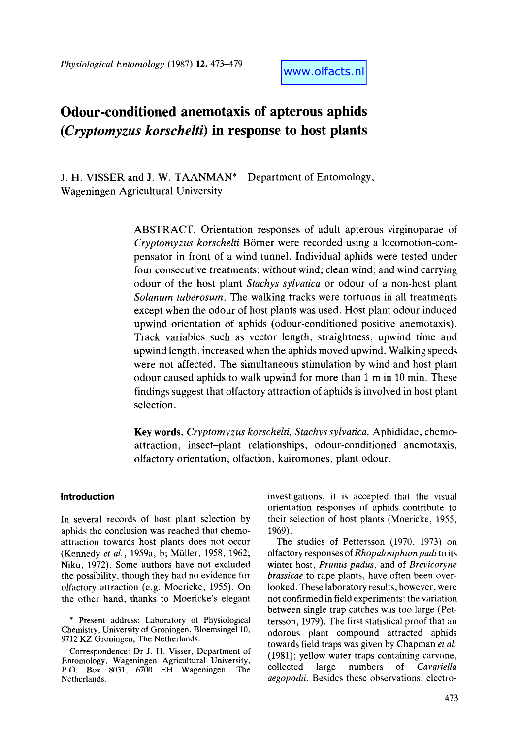www.olfacts.nl

# Odour-conditioned anemotaxis of apterous aphids (*Cryptomyzus korschelti*) in response to host plants

J. H. VISSER and J. W. TAANMAN* Department of Entomology, Wageningen Agricultural University

ABSTRACT. Orientation responses of adult apterous virginoparae of *Cryptomyzus korschelti* Börner were recorded using a locomotion-compensator in front of a wind tunnel. Individual aphids were tested under four consecutive treatments: without wind; clean wind; and wind carrying odour of the host plant *Stachys sylvatica* or odour of a non-host plant *Solanum tuberosum*. The walking tracks were tortuous in all treatments except when the odour of host plants was used. Host plant odour induced upwind orientation of aphids (odour-conditioned positive anemotaxis). Track variables such as vector length, straightness, upwind time and upwind length, increased when the aphids moved upwind. Walking speeds were not affected. The simultaneous stimulation by wind and host plant odour caused aphids to walk upwind for more than 1 m in 10 min. These findings suggest that olfactory attraction of aphids is involved in host plant selection.

**Key words.** *Cryptomyzus korschelti, Stachys sylvatica*, Aphididae, chemo-attraction, insect–plant relationships, odour-conditioned anemotaxis, olfactory orientation, olfaction, kairomones, plant odour.

## Introduction

In several records of host plant selection by aphids the conclusion was reached that chemo-attraction towards host plants does not occur (Kennedy *et al.*, 1959a, b; Müller, 1958, 1962; Niku, 1972). Some authors have not excluded the possibility, though they had no evidence for olfactory attraction (e.g. Moericke, 1955). On the other hand, thanks to Moericke's elegant investigations, it is accepted that the visual orientation responses of aphids contribute to their selection of host plants (Moericke, 1955, 1969).

The studies of Pettersson (1970, 1973) on olfactory responses of *Rhopalosiphum padi* to its winter host, *Prunus padus*, and of *Brevicoryne brassicae* to rape plants, have often been overlooked. These laboratory results, however, were not confirmed in field experiments: the variation between single trap catches was too large (Pettersson, 1979). The first statistical proof that an odorous plant compound attracted aphids towards field traps was given by Chapman *et al.* (1981); yellow water traps containing carvone, collected large numbers of *Cavariella aegopodii*. Besides these observations, electro-

* Present address: Laboratory of Physiological Chemistry, University of Groningen, Bloemsingel 10, 9712 KZ Groningen, The Netherlands.

Correspondence: Dr J. H. Visser, Department of Entomology, Wageningen Agricultural University, P.O. Box 8031, 6700 EH Wageningen, The Netherlands.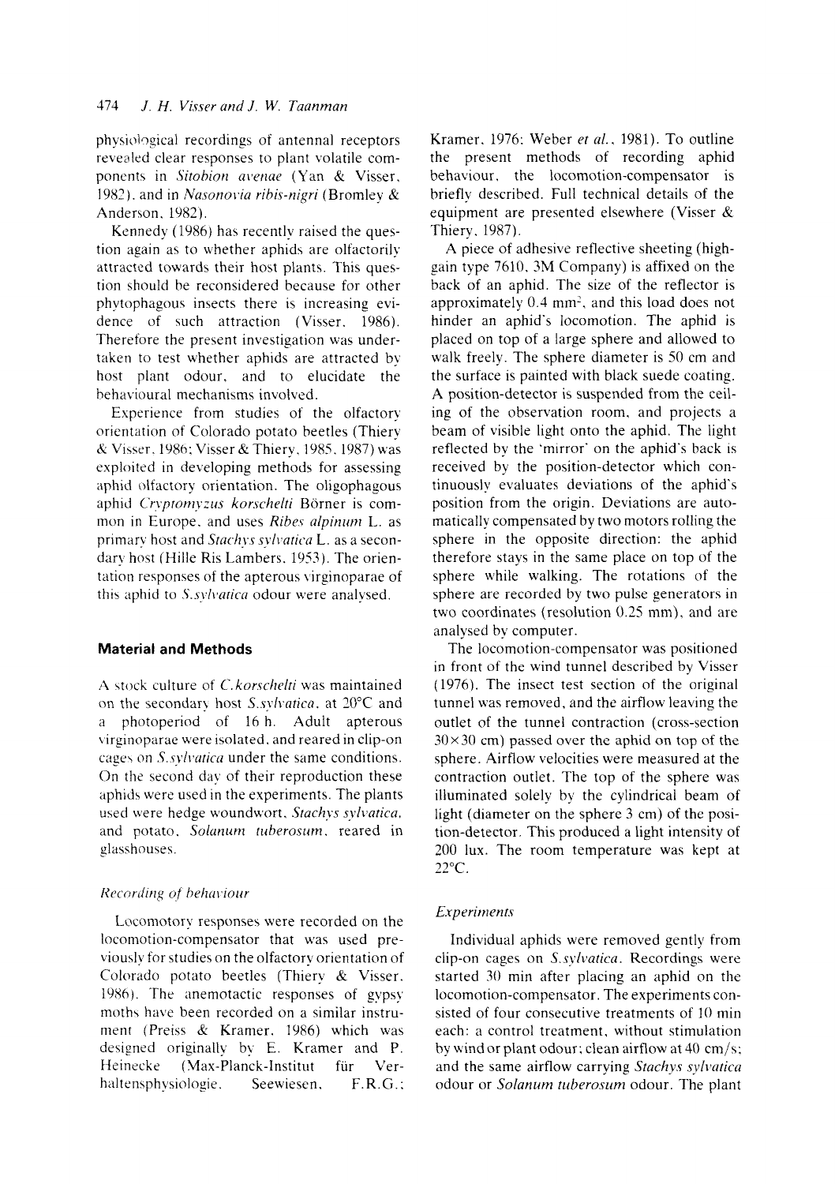physiological recordings of antennal receptors revealed clear responses to plant volatile components in *Sitobion avenae* (Yan & Visser, 1982), and in *Nasonovia ribis-nigri* (Bromley & Anderson, 1982).

Kennedy (1986) has recently raised the question again as to whether aphids are olfactorily attracted towards their host plants. This question should be reconsidered because for other phytophagous insects there is increasing evidence of such attraction (Visser, 1986). Therefore the present investigation was undertaken to test whether aphids are attracted by host plant odour, and to elucidate the behavioural mechanisms involved.

Experience from studies of the olfactory orientation of Colorado potato beetles (Thiery & Visser, 1986; Visser & Thiery, 1985, 1987) was exploited in developing methods for assessing aphid olfactory orientation. The oligophagous aphid *Cryptomyzus korschelti* Börner is common in Europe, and uses *Ribes alpinum* L. as primary host and *Stachys sylvatica* L. as a secondary host (Hille Ris Lambers, 1953). The orientation responses of the apterous virginoparae of this aphid to *S.sylvatica* odour were analysed.

## Material and Methods

A stock culture of *C.korschelti* was maintained on the secondary host *S.sylvatica*, at 20°C and a photoperiod of 16 h. Adult apterous virginoparae were isolated, and reared in clip-on cages on *S.sylvatica* under the same conditions. On the second day of their reproduction these aphids were used in the experiments. The plants used were hedge woundwort, *Stachys sylvatica*, and potato, *Solanum tuberosum*, reared in glasshouses.

### *Recording of behaviour*

Locomotory responses were recorded on the locomotion-compensator that was used previously for studies on the olfactory orientation of Colorado potato beetles (Thiery & Visser, 1986). The anemotactic responses of gypsy moths have been recorded on a similar instrument (Preiss & Kramer, 1986) which was designed originally by E. Kramer and P. Heinecke (Max-Planck-Institut für Verhaltensphysiologie, Seewiesen, F.R.G.; Kramer, 1976; Weber *et al.*, 1981). To outline the present methods of recording aphid behaviour, the locomotion-compensator is briefly described. Full technical details of the equipment are presented elsewhere (Visser & Thiery, 1987).

A piece of adhesive reflective sheeting (high-gain type 7610, 3M Company) is affixed on the back of an aphid. The size of the reflector is approximately 0.4 mm$^2$, and this load does not hinder an aphid's locomotion. The aphid is placed on top of a large sphere and allowed to walk freely. The sphere diameter is 50 cm and the surface is painted with black suede coating. A position-detector is suspended from the ceiling of the observation room, and projects a beam of visible light onto the aphid. The light reflected by the 'mirror' on the aphid's back is received by the position-detector which continuously evaluates deviations of the aphid's position from the origin. Deviations are automatically compensated by two motors rolling the sphere in the opposite direction: the aphid therefore stays in the same place on top of the sphere while walking. The rotations of the sphere are recorded by two pulse generators in two coordinates (resolution 0.25 mm), and are analysed by computer.

The locomotion-compensator was positioned in front of the wind tunnel described by Visser (1976). The insect test section of the original tunnel was removed, and the airflow leaving the outlet of the tunnel contraction (cross-section 30×30 cm) passed over the aphid on top of the sphere. Airflow velocities were measured at the contraction outlet. The top of the sphere was illuminated solely by the cylindrical beam of light (diameter on the sphere 3 cm) of the position-detector. This produced a light intensity of 200 lux. The room temperature was kept at 22°C.

### *Experiments*

Individual aphids were removed gently from clip-on cages on *S.sylvatica*. Recordings were started 30 min after placing an aphid on the locomotion-compensator. The experiments consisted of four consecutive treatments of 10 min each: a control treatment, without stimulation by wind or plant odour; clean airflow at 40 cm/s; and the same airflow carrying *Stachys sylvatica* odour or *Solanum tuberosum* odour. The plant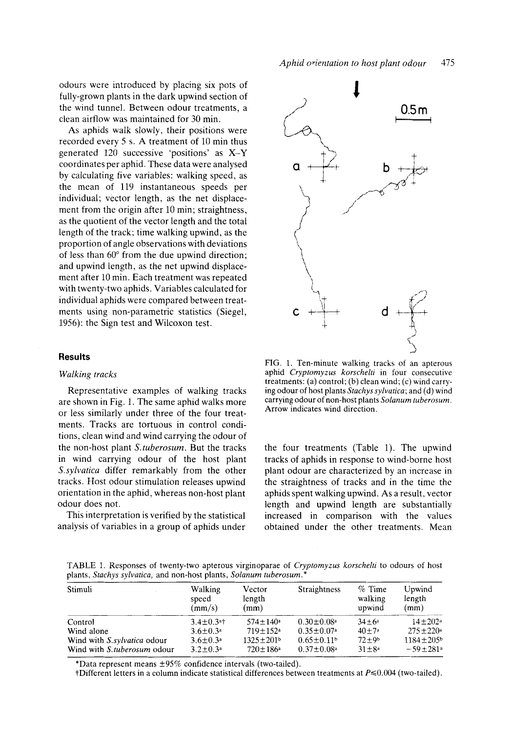odours were introduced by placing six pots of fully-grown plants in the dark upwind section of the wind tunnel. Between odour treatments, a clean airflow was maintained for 30 min.

As aphids walk slowly, their positions were recorded every 5 s. A treatment of 10 min thus generated 120 successive 'positions' as X–Y coordinates per aphid. These data were analysed by calculating five variables: walking speed, as the mean of 119 instantaneous speeds per individual; vector length, as the net displacement from the origin after 10 min; straightness, as the quotient of the vector length and the total length of the track; time walking upwind, as the proportion of angle observations with deviations of less than 60° from the due upwind direction; and upwind length, as the net upwind displacement after 10 min. Each treatment was repeated with twenty-two aphids. Variables calculated for individual aphids were compared between treatments using non-parametric statistics (Siegel, 1956): the Sign test and Wilcoxon test.

## Results

### *Walking tracks*

Representative examples of walking tracks are shown in Fig. 1. The same aphid walks more or less similarly under three of the four treatments. Tracks are tortuous in control conditions, clean wind and wind carrying the odour of the non-host plant *S.tuberosum*. But the tracks in wind carrying odour of the host plant *S.sylvatica* differ remarkably from the other tracks. Host odour stimulation releases upwind orientation in the aphid, whereas non-host plant odour does not.

This interpretation is verified by the statistical analysis of variables in a group of aphids under the four treatments (Table 1). The upwind tracks of aphids in response to wind-borne host plant odour are characterized by an increase in the straightness of tracks and in the time the aphids spent walking upwind. As a result, vector length and upwind length are substantially increased in comparison with the values obtained under the other treatments. Mean

FIG. 1. Ten-minute walking tracks of an apterous aphid *Cryptomyzus korschelti* in four consecutive treatments: (a) control; (b) clean wind; (c) wind carrying odour of host plants *Stachys sylvatica*; and (d) wind carrying odour of non-host plants *Solanum tuberosum*. Arrow indicates wind direction.

TABLE 1. Responses of twenty-two apterous virginoparae of *Cryptomyzus korschelti* to odours of host plants, *Stachys sylvatica*, and non-host plants, *Solanum tuberosum*.*

| Stimuli | Walking speed (mm/s) | Vector length (mm) | Straightness | % Time walking upwind | Upwind length (mm) |
|---|---|---|---|---|---|
| Control | 3.4±0.3[a]† | 574±140[a] | 0.30±0.08[a] | 34±6[a] | 14±202[a] |
| Wind alone | 3.6±0.3[a] | 719±152[a] | 0.35±0.07[a] | 40±7[a] | 275±220[a] |
| Wind with *S.sylvatica* odour | 3.6±0.3[a] | 1325±201[b] | 0.65±0.11[b] | 72±9[b] | 1184±205[b] |
| Wind with *S.tuberosum* odour | 3.2±0.3[a] | 720±186[a] | 0.37±0.08[a] | 31±8[a] | −59±281[a] |

*Data represent means ±95% confidence intervals (two-tailed).

†Different letters in a column indicate statistical differences between treatments at $P \leqslant 0.004$ (two-tailed).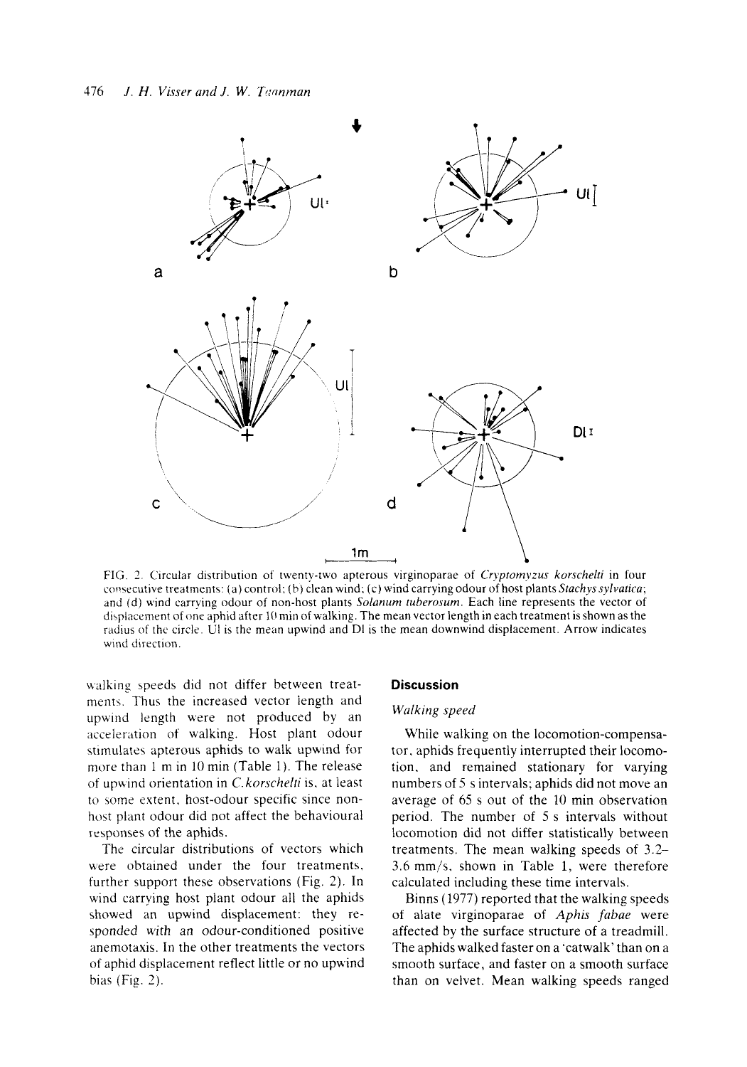FIG. 2. Circular distribution of twenty-two apterous virginoparae of *Cryptomyzus korschelti* in four consecutive treatments: (a) control; (b) clean wind; (c) wind carrying odour of host plants *Stachys sylvatica*; and (d) wind carrying odour of non-host plants *Solanum tuberosum*. Each line represents the vector of displacement of one aphid after 10 min of walking. The mean vector length in each treatment is shown as the radius of the circle. Ul is the mean upwind and Dl is the mean downwind displacement. Arrow indicates wind direction.

walking speeds did not differ between treatments. Thus the increased vector length and upwind length were not produced by an acceleration of walking. Host plant odour stimulates apterous aphids to walk upwind for more than 1 m in 10 min (Table 1). The release of upwind orientation in *C. korschelti* is, at least to some extent, host-odour specific since non-host plant odour did not affect the behavioural responses of the aphids.

The circular distributions of vectors which were obtained under the four treatments, further support these observations (Fig. 2). In wind carrying host plant odour all the aphids showed an upwind displacement: they responded with an odour-conditioned positive anemotaxis. In the other treatments the vectors of aphid displacement reflect little or no upwind bias (Fig. 2).

## Discussion

### Walking speed

While walking on the locomotion-compensator, aphids frequently interrupted their locomotion, and remained stationary for varying numbers of 5 s intervals; aphids did not move an average of 65 s out of the 10 min observation period. The number of 5 s intervals without locomotion did not differ statistically between treatments. The mean walking speeds of 3.2–3.6 mm/s, shown in Table 1, were therefore calculated including these time intervals.

Binns (1977) reported that the walking speeds of alate virginoparae of *Aphis fabae* were affected by the surface structure of a treadmill. The aphids walked faster on a 'catwalk' than on a smooth surface, and faster on a smooth surface than on velvet. Mean walking speeds ranged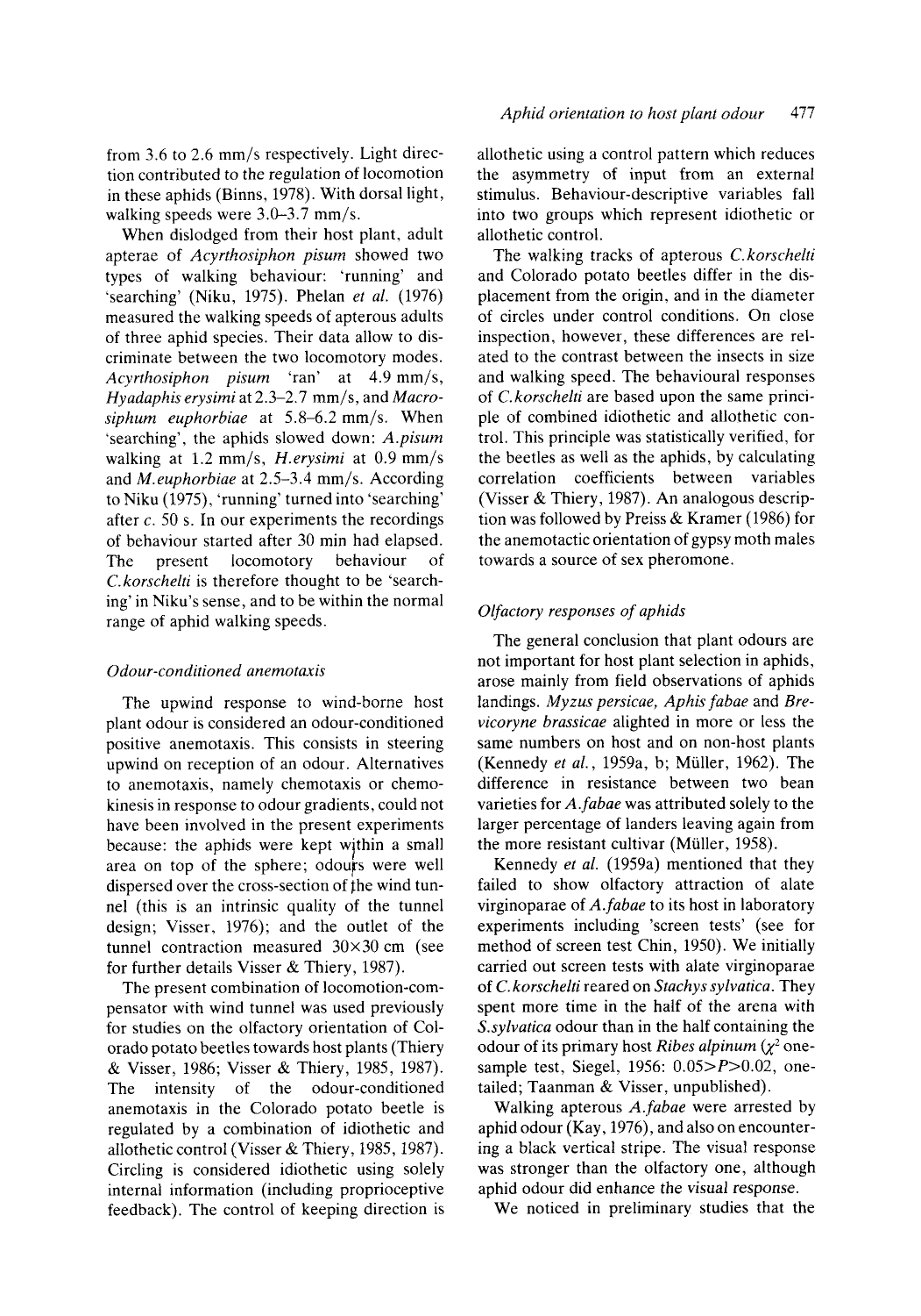from 3.6 to 2.6 mm/s respectively. Light direction contributed to the regulation of locomotion in these aphids (Binns, 1978). With dorsal light, walking speeds were 3.0–3.7 mm/s.

When dislodged from their host plant, adult apterae of *Acyrthosiphon pisum* showed two types of walking behaviour: 'running' and 'searching' (Niku, 1975). Phelan *et al.* (1976) measured the walking speeds of apterous adults of three aphid species. Their data allow to discriminate between the two locomotory modes. *Acyrthosiphon pisum* 'ran' at 4.9 mm/s, *Hyadaphis erysimi* at 2.3–2.7 mm/s, and *Macrosiphum euphorbiae* at 5.8–6.2 mm/s. When 'searching', the aphids slowed down: *A.pisum* walking at 1.2 mm/s, *H.erysimi* at 0.9 mm/s and *M.euphorbiae* at 2.5–3.4 mm/s. According to Niku (1975), 'running' turned into 'searching' after *c.* 50 s. In our experiments the recordings of behaviour started after 30 min had elapsed. The present locomotory behaviour of *C.korschelti* is therefore thought to be 'searching' in Niku's sense, and to be within the normal range of aphid walking speeds.

### *Odour-conditioned anemotaxis*

The upwind response to wind-borne host plant odour is considered an odour-conditioned positive anemotaxis. This consists in steering upwind on reception of an odour. Alternatives to anemotaxis, namely chemotaxis or chemokinesis in response to odour gradients, could not have been involved in the present experiments because: the aphids were kept within a small area on top of the sphere; odours were well dispersed over the cross-section of the wind tunnel (this is an intrinsic quality of the tunnel design; Visser, 1976); and the outlet of the tunnel contraction measured 30×30 cm (see for further details Visser & Thiery, 1987).

The present combination of locomotion-compensator with wind tunnel was used previously for studies on the olfactory orientation of Colorado potato beetles towards host plants (Thiery & Visser, 1986; Visser & Thiery, 1985, 1987). The intensity of the odour-conditioned anemotaxis in the Colorado potato beetle is regulated by a combination of idiothetic and allothetic control (Visser & Thiery, 1985, 1987). Circling is considered idiothetic using solely internal information (including proprioceptive feedback). The control of keeping direction is allothetic using a control pattern which reduces the asymmetry of input from an external stimulus. Behaviour-descriptive variables fall into two groups which represent idiothetic or allothetic control.

The walking tracks of apterous *C.korschelti* and Colorado potato beetles differ in the displacement from the origin, and in the diameter of circles under control conditions. On close inspection, however, these differences are related to the contrast between the insects in size and walking speed. The behavioural responses of *C.korschelti* are based upon the same principle of combined idiothetic and allothetic control. This principle was statistically verified, for the beetles as well as the aphids, by calculating correlation coefficients between variables (Visser & Thiery, 1987). An analogous description was followed by Preiss & Kramer (1986) for the anemotactic orientation of gypsy moth males towards a source of sex pheromone.

### *Olfactory responses of aphids*

The general conclusion that plant odours are not important for host plant selection in aphids, arose mainly from field observations of aphids landings. *Myzus persicae*, *Aphis fabae* and *Brevicoryne brassicae* alighted in more or less the same numbers on host and on non-host plants (Kennedy *et al.*, 1959a, b; Müller, 1962). The difference in resistance between two bean varieties for *A.fabae* was attributed solely to the larger percentage of landers leaving again from the more resistant cultivar (Müller, 1958).

Kennedy *et al.* (1959a) mentioned that they failed to show olfactory attraction of alate virginoparae of *A.fabae* to its host in laboratory experiments including 'screen tests' (see for method of screen test Chin, 1950). We initially carried out screen tests with alate virginoparae of *C.korschelti* reared on *Stachys sylvatica*. They spent more time in the half of the arena with *S.sylvatica* odour than in the half containing the odour of its primary host *Ribes alpinum* ($\chi^2$ one-sample test, Siegel, 1956: $0.05 > P > 0.02$, one-tailed; Taanman & Visser, unpublished).

Walking apterous *A.fabae* were arrested by aphid odour (Kay, 1976), and also on encountering a black vertical stripe. The visual response was stronger than the olfactory one, although aphid odour did enhance the visual response.

We noticed in preliminary studies that the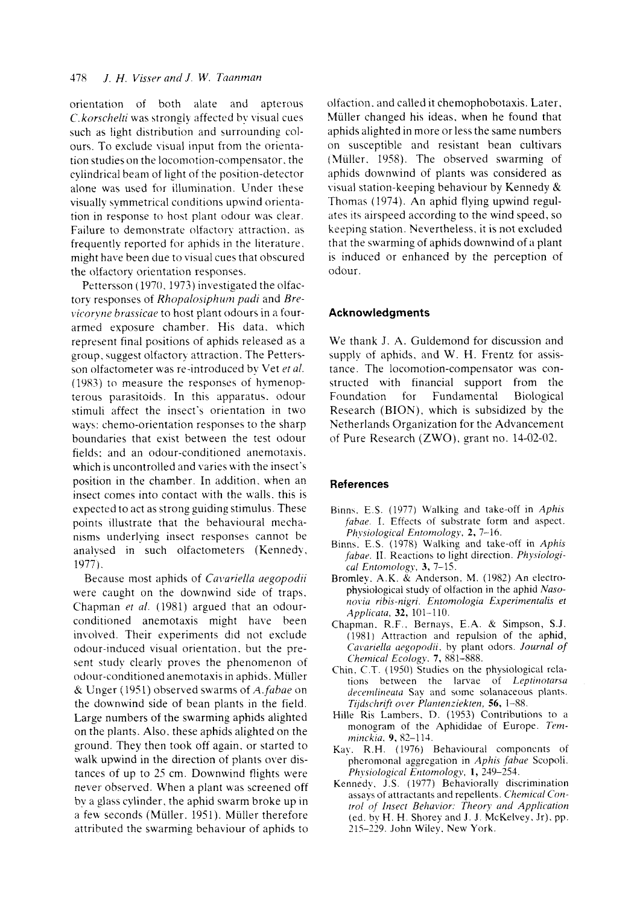orientation of both alate and apterous *C. korschelti* was strongly affected by visual cues such as light distribution and surrounding colours. To exclude visual input from the orientation studies on the locomotion-compensator, the cylindrical beam of light of the position-detector alone was used for illumination. Under these visually symmetrical conditions upwind orientation in response to host plant odour was clear. Failure to demonstrate olfactory attraction, as frequently reported for aphids in the literature, might have been due to visual cues that obscured the olfactory orientation responses.

Pettersson (1970, 1973) investigated the olfactory responses of *Rhopalosiphum padi* and *Brevicoryne brassicae* to host plant odours in a four-armed exposure chamber. His data, which represent final positions of aphids released as a group, suggest olfactory attraction. The Pettersson olfactometer was re-introduced by Vet *et al.* (1983) to measure the responses of hymenopterous parasitoids. In this apparatus, odour stimuli affect the insect's orientation in two ways: chemo-orientation responses to the sharp boundaries that exist between the test odour fields; and an odour-conditioned anemotaxis, which is uncontrolled and varies with the insect's position in the chamber. In addition, when an insect comes into contact with the walls, this is expected to act as strong guiding stimulus. These points illustrate that the behavioural mechanisms underlying insect responses cannot be analysed in such olfactometers (Kennedy, 1977).

Because most aphids of *Cavariella aegopodii* were caught on the downwind side of traps, Chapman *et al.* (1981) argued that an odour-conditioned anemotaxis might have been involved. Their experiments did not exclude odour-induced visual orientation, but the present study clearly proves the phenomenon of odour-conditioned anemotaxis in aphids. Müller & Unger (1951) observed swarms of *A. fabae* on the downwind side of bean plants in the field. Large numbers of the swarming aphids alighted on the plants. Also, these aphids alighted on the ground. They then took off again, or started to walk upwind in the direction of plants over distances of up to 25 cm. Downwind flights were never observed. When a plant was screened off by a glass cylinder, the aphid swarm broke up in a few seconds (Müller, 1951). Müller therefore attributed the swarming behaviour of aphids to olfaction, and called it chemophobotaxis. Later, Müller changed his ideas, when he found that aphids alighted in more or less the same numbers on susceptible and resistant bean cultivars (Müller, 1958). The observed swarming of aphids downwind of plants was considered as visual station-keeping behaviour by Kennedy & Thomas (1974). An aphid flying upwind regulates its airspeed according to the wind speed, so keeping station. Nevertheless, it is not excluded that the swarming of aphids downwind of a plant is induced or enhanced by the perception of odour.

## Acknowledgments

We thank J. A. Guldemond for discussion and supply of aphids, and W. H. Frentz for assistance. The locomotion-compensator was constructed with financial support from the Foundation for Fundamental Biological Research (BION), which is subsidized by the Netherlands Organization for the Advancement of Pure Research (ZWO), grant no. 14-02-02.

## References

Binns, E.S. (1977) Walking and take-off in *Aphis fabae*. I. Effects of substrate form and aspect. *Physiological Entomology*, **2**, 7–16.

Binns, E.S. (1978) Walking and take-off in *Aphis fabae*. II. Reactions to light direction. *Physiological Entomology*, **3**, 7–15.

Bromley, A.K. & Anderson, M. (1982) An electrophysiological study of olfaction in the aphid *Nasonovia ribis-nigri*. *Entomologia Experimentalis et Applicata*, **32**, 101–110.

Chapman, R.F., Bernays, E.A. & Simpson, S.J. (1981) Attraction and repulsion of the aphid, *Cavariella aegopodii*, by plant odors. *Journal of Chemical Ecology*, **7**, 881–888.

Chin, C.T. (1950) Studies on the physiological relations between the larvae of *Leptinotarsa decemlineata* Say and some solanaceous plants. *Tijdschrift over Plantenziekten*, **56**, 1–88.

Hille Ris Lambers, D. (1953) Contributions to a monogram of the Aphididae of Europe. *Temminckia*, **9**, 82–114.

Kay, R.H. (1976) Behavioural components of pheromonal aggregation in *Aphis fabae* Scopoli. *Physiological Entomology*, **1**, 249–254.

Kennedy, J.S. (1977) Behaviorally discriminating assays of attractants and repellents. *Chemical Control of Insect Behavior: Theory and Application* (ed. by H. H. Shorey and J. J. McKelvey, Jr), pp. 215–229. John Wiley, New York.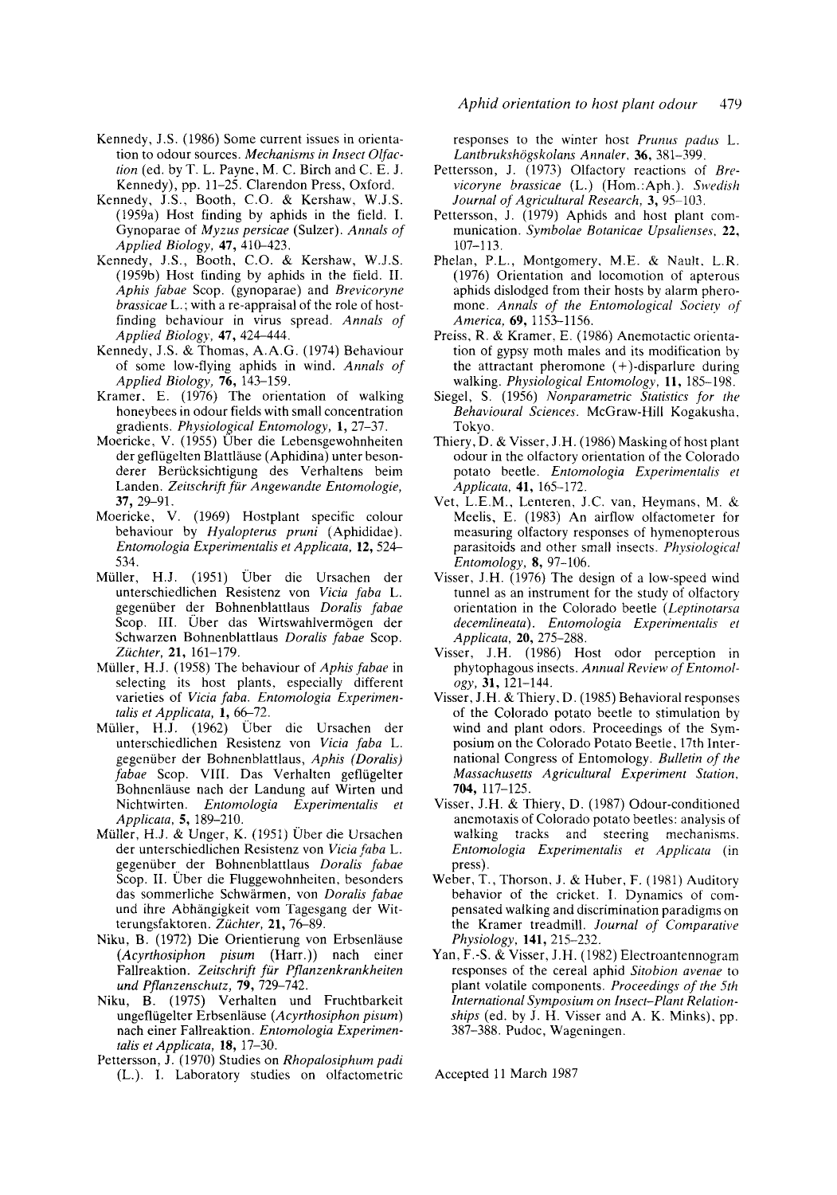Kennedy, J.S. (1986) Some current issues in orientation to odour sources. *Mechanisms in Insect Olfaction* (ed. by T. L. Payne, M. C. Birch and C. E. J. Kennedy), pp. 11–25. Clarendon Press, Oxford.

Kennedy, J.S., Booth, C.O. & Kershaw, W.J.S. (1959a) Host finding by aphids in the field. I. Gynoparae of *Myzus persicae* (Sulzer). *Annals of Applied Biology*, **47**, 410–423.

Kennedy, J.S., Booth, C.O. & Kershaw, W.J.S. (1959b) Host finding by aphids in the field. II. *Aphis fabae* Scop. (gynoparae) and *Brevicoryne brassicae* L.; with a re-appraisal of the role of host-finding behaviour in virus spread. *Annals of Applied Biology*, **47**, 424–444.

Kennedy, J.S. & Thomas, A.A.G. (1974) Behaviour of some low-flying aphids in wind. *Annals of Applied Biology*, **76**, 143–159.

Kramer, E. (1976) The orientation of walking honeybees in odour fields with small concentration gradients. *Physiological Entomology*, **1**, 27–37.

Moericke, V. (1955) Über die Lebensgewohnheiten der geflügelten Blattläuse (Aphidina) unter besonderer Berücksichtigung des Verhaltens beim Landen. *Zeitschrift für Angewandte Entomologie*, **37**, 29–91.

Moericke, V. (1969) Hostplant specific colour behaviour by *Hyalopterus pruni* (Aphididae). *Entomologia Experimentalis et Applicata*, **12**, 524–534.

Müller, H.J. (1951) Über die Ursachen der unterschiedlichen Resistenz von *Vicia faba* L. gegenüber der Bohnenblattlaus *Doralis fabae* Scop. III. Über das Wirtswahlvermögen der Schwarzen Bohnenblattlaus *Doralis fabae* Scop. *Züchter*, **21**, 161–179.

Müller, H.J. (1958) The behaviour of *Aphis fabae* in selecting its host plants, especially different varieties of *Vicia faba*. *Entomologia Experimentalis et Applicata*, **1**, 66–72.

Müller, H.J. (1962) Über die Ursachen der unterschiedlichen Resistenz von *Vicia faba* L. gegenüber der Bohnenblattlaus, *Aphis (Doralis) fabae* Scop. VIII. Das Verhalten geflügelter Bohnenläuse nach der Landung auf Wirten und Nichtwirten. *Entomologia Experimentalis et Applicata*, **5**, 189–210.

Müller, H.J. & Unger, K. (1951) Über die Ursachen der unterschiedlichen Resistenz von *Vicia faba* L. gegenüber der Bohnenblattlaus *Doralis fabae* Scop. II. Über die Fluggewohnheiten, besonders das sommerliche Schwärmen, von *Doralis fabae* und ihre Abhängigkeit vom Tagesgang der Witterungsfaktoren. *Züchter*, **21**, 76–89.

Niku, B. (1972) Die Orientierung von Erbsenläuse (*Acyrthosiphon pisum* (Harr.)) nach einer Fallreaktion. *Zeitschrift für Pflanzenkrankheiten und Pflanzenschutz*, **79**, 729–742.

Niku, B. (1975) Verhalten und Fruchtbarkeit ungeflügelter Erbsenläuse (*Acyrthosiphon pisum*) nach einer Fallreaktion. *Entomologia Experimentalis et Applicata*, **18**, 17–30.

Pettersson, J. (1970) Studies on *Rhopalosiphum padi* (L.). I. Laboratory studies on olfactometric responses to the winter host *Prunus padus* L. *Lantbrukshögskolans Annaler*, **36**, 381–399.

Pettersson, J. (1973) Olfactory reactions of *Brevicoryne brassicae* (L.) (Hom.:Aph.). *Swedish Journal of Agricultural Research*, **3**, 95–103.

Pettersson, J. (1979) Aphids and host plant communication. *Symbolae Botanicae Upsalienses*, **22**, 107–113.

Phelan, P.L., Montgomery, M.E. & Nault, L.R. (1976) Orientation and locomotion of apterous aphids dislodged from their hosts by alarm pheromone. *Annals of the Entomological Society of America*, **69**, 1153–1156.

Preiss, R. & Kramer, E. (1986) Anemotactic orientation of gypsy moth males and its modification by the attractant pheromone (+)-disparlure during walking. *Physiological Entomology*, **11**, 185–198.

Siegel, S. (1956) *Nonparametric Statistics for the Behavioural Sciences*. McGraw-Hill Kogakusha, Tokyo.

Thiery, D. & Visser, J.H. (1986) Masking of host plant odour in the olfactory orientation of the Colorado potato beetle. *Entomologia Experimentalis et Applicata*, **41**, 165–172.

Vet, L.E.M., Lenteren, J.C. van, Heymans, M. & Meelis, E. (1983) An airflow olfactometer for measuring olfactory responses of hymenopterous parasitoids and other small insects. *Physiological Entomology*, **8**, 97–106.

Visser, J.H. (1976) The design of a low-speed wind tunnel as an instrument for the study of olfactory orientation in the Colorado beetle (*Leptinotarsa decemlineata*). *Entomologia Experimentalis et Applicata*, **20**, 275–288.

Visser, J.H. (1986) Host odor perception in phytophagous insects. *Annual Review of Entomology*, **31**, 121–144.

Visser, J.H. & Thiery, D. (1985) Behavioral responses of the Colorado potato beetle to stimulation by wind and plant odors. Proceedings of the Symposium on the Colorado Potato Beetle, 17th International Congress of Entomology. *Bulletin of the Massachusetts Agricultural Experiment Station*, **704**, 117–125.

Visser, J.H. & Thiery, D. (1987) Odour-conditioned anemotaxis of Colorado potato beetles: analysis of walking tracks and steering mechanisms. *Entomologia Experimentalis et Applicata* (in press).

Weber, T., Thorson, J. & Huber, F. (1981) Auditory behavior of the cricket. I. Dynamics of compensated walking and discrimination paradigms on the Kramer treadmill. *Journal of Comparative Physiology*, **141**, 215–232.

Yan, F.-S. & Visser, J.H. (1982) Electroantennogram responses of the cereal aphid *Sitobion avenae* to plant volatile components. *Proceedings of the 5th International Symposium on Insect–Plant Relationships* (ed. by J. H. Visser and A. K. Minks), pp. 387–388. Pudoc, Wageningen.

Accepted 11 March 1987